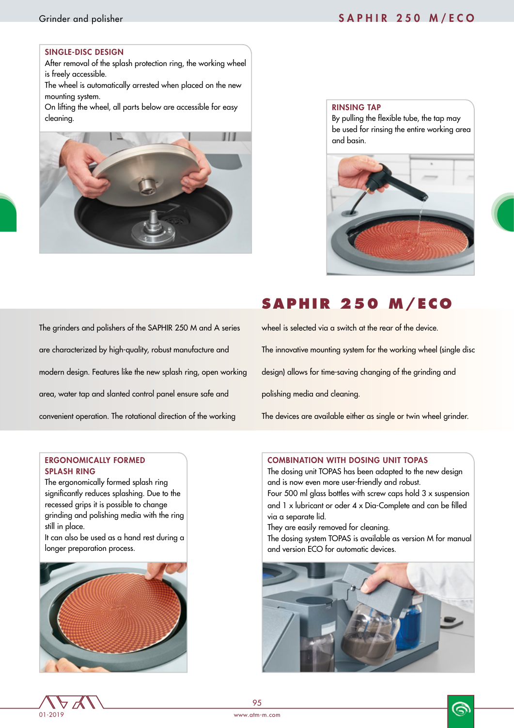## SINGLE-DISC DESIGN

After removal of the splash protection ring, the working wheel is freely accessible.
The wheel is automatically arrested when placed on the new mounting system.
On lifting the wheel, all parts below are accessible for easy cleaning.

## RINSING TAP

By pulling the flexible tube, the tap may be used for rinsing the entire working area and basin.

# SAPHIR 250 M/ECO

The grinders and polishers of the SAPHIR 250 M and A series are characterized by high-quality, robust manufacture and modern design. Features like the new splash ring, open working area, water tap and slanted control panel ensure safe and convenient operation. The rotational direction of the working wheel is selected via a switch at the rear of the device.

The innovative mounting system for the working wheel (single disc design) allows for time-saving changing of the grinding and polishing media and cleaning.

The devices are available either as single or twin wheel grinder.

## ERGONOMICALLY FORMED SPLASH RING

The ergonomically formed splash ring significantly reduces splashing. Due to the recessed grips it is possible to change grinding and polishing media with the ring still in place.
It can also be used as a hand rest during a longer preparation process.

## COMBINATION WITH DOSING UNIT TOPAS

The dosing unit TOPAS has been adapted to the new design and is now even more user-friendly and robust.
Four 500 ml glass bottles with screw caps hold 3 x suspension and 1 x lubricant or oder 4 x Dia-Complete and can be filled via a separate lid.
They are easily removed for cleaning.
The dosing system TOPAS is available as version M for manual and version ECO for automatic devices.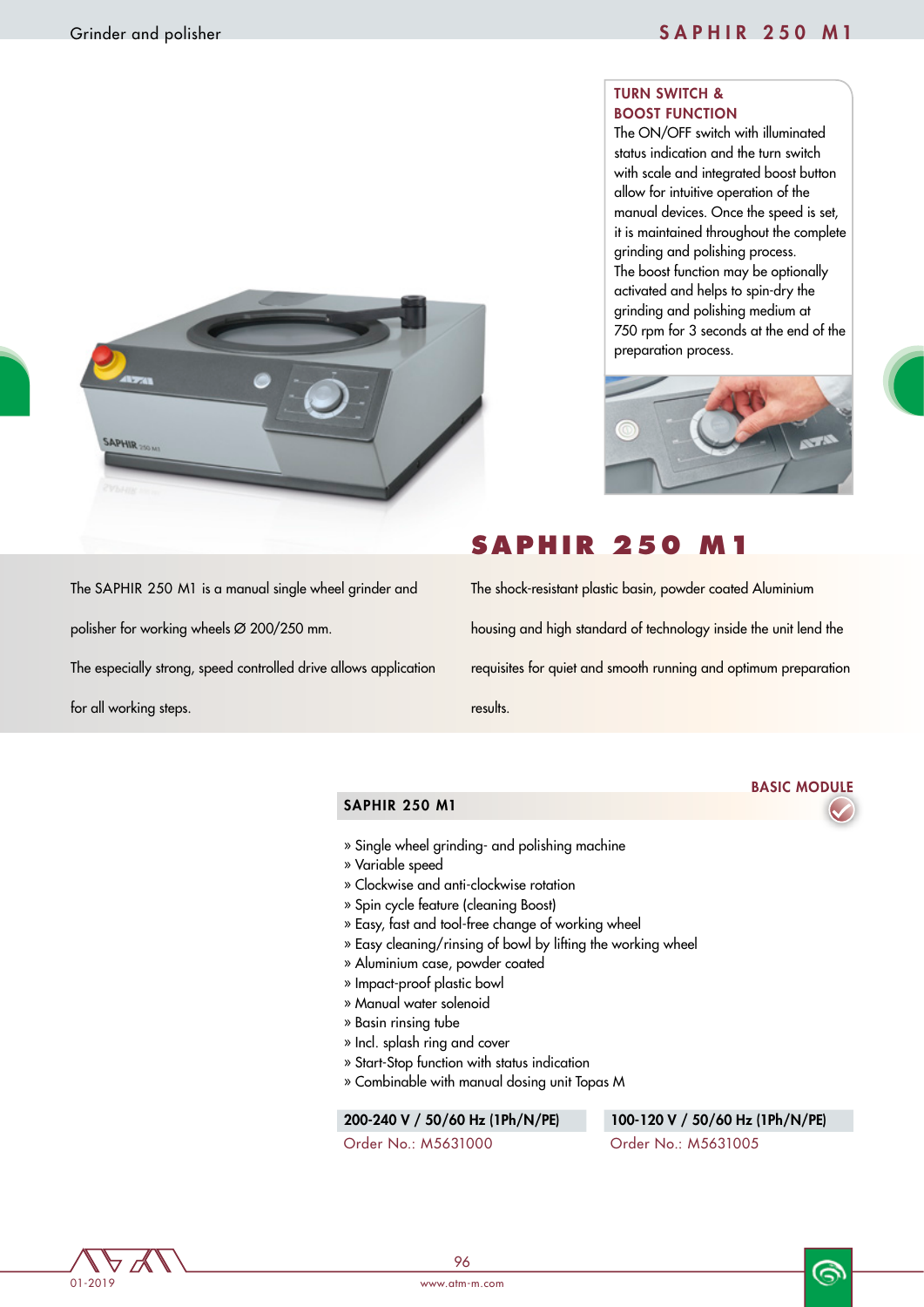## TURN SWITCH & BOOST FUNCTION

The ON/OFF switch with illuminated status indication and the turn switch with scale and integrated boost button allow for intuitive operation of the manual devices. Once the speed is set, it is maintained throughout the complete grinding and polishing process.
The boost function may be optionally activated and helps to spin-dry the grinding and polishing medium at 750 rpm for 3 seconds at the end of the preparation process.

# SAPHIR 250 M1

The SAPHIR 250 M1 is a manual single wheel grinder and polisher for working wheels Ø 200/250 mm.

The especially strong, speed controlled drive allows application for all working steps.

The shock-resistant plastic basin, powder coated Aluminium housing and high standard of technology inside the unit lend the requisites for quiet and smooth running and optimum preparation results.

**BASIC MODULE**

### SAPHIR 250 M1

» Single wheel grinding- and polishing machine
» Variable speed
» Clockwise and anti-clockwise rotation
» Spin cycle feature (cleaning Boost)
» Easy, fast and tool-free change of working wheel
» Easy cleaning/rinsing of bowl by lifting the working wheel
» Aluminium case, powder coated
» Impact-proof plastic bowl
» Manual water solenoid
» Basin rinsing tube
» Incl. splash ring and cover
» Start-Stop function with status indication
» Combinable with manual dosing unit Topas M

| 200-240 V / 50/60 Hz (1Ph/N/PE) | 100-120 V / 50/60 Hz (1Ph/N/PE) |
|---|---|
| Order No.: M5631000 | Order No.: M5631005 |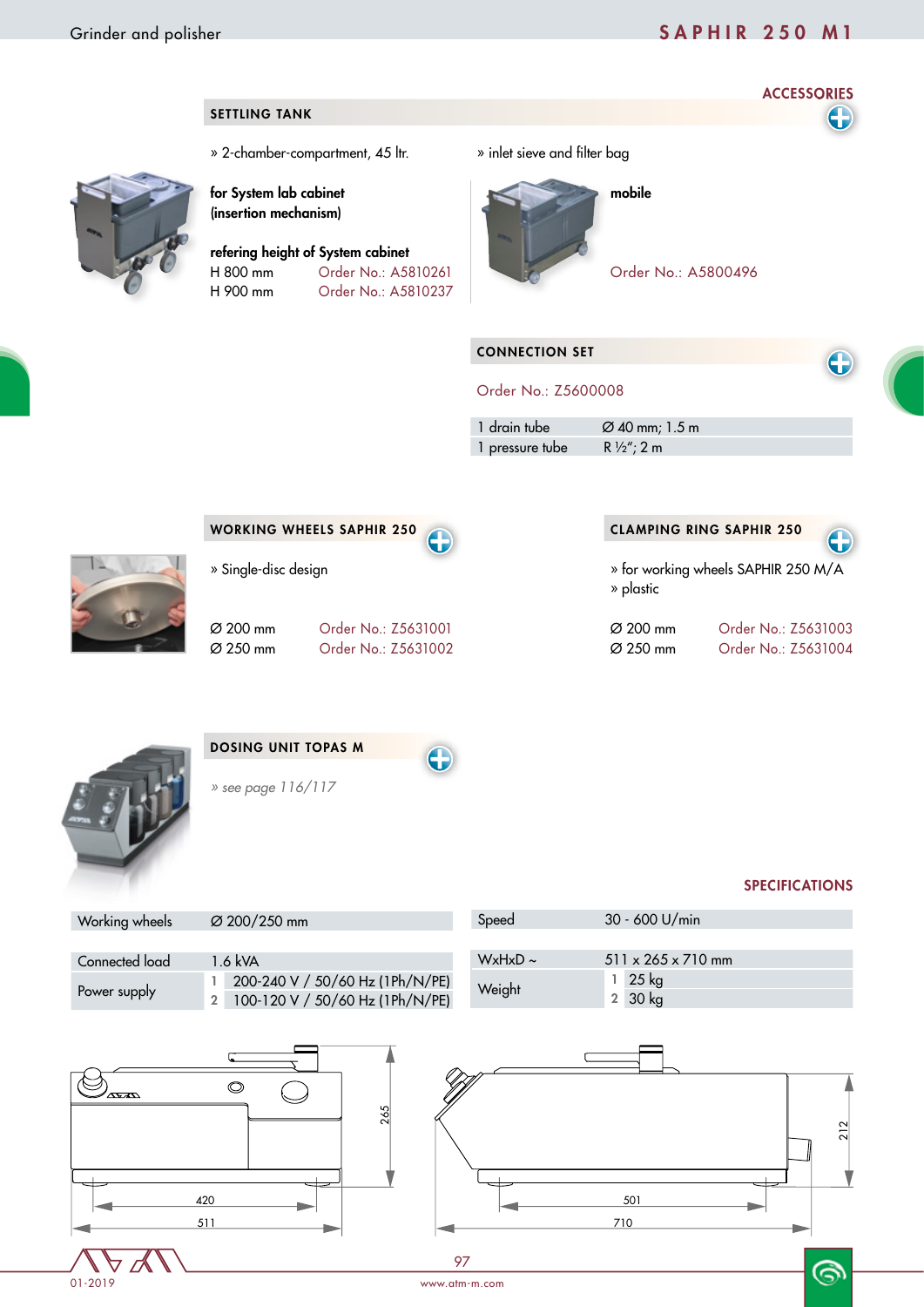## ACCESSORIES

### SETTLING TANK

» 2-chamber-compartment, 45 ltr.

» inlet sieve and filter bag

**for System lab cabinet (insertion mechanism)**

**refering height of System cabinet**

| | |
|---|---|
| H 800 mm | Order No.: A5810261 |
| H 900 mm | Order No.: A5810237 |

**mobile**

Order No.: A5800496

### CONNECTION SET

Order No.: Z5600008

| | |
|---|---|
| 1 drain tube | Ø 40 mm; 1.5 m |
| 1 pressure tube | R ½"; 2 m |

### WORKING WHEELS SAPHIR 250

» Single-disc design

| | |
|---|---|
| Ø 200 mm | Order No.: Z5631001 |
| Ø 250 mm | Order No.: Z5631002 |

### CLAMPING RING SAPHIR 250

» for working wheels SAPHIR 250 M/A
» plastic

| | |
|---|---|
| Ø 200 mm | Order No.: Z5631003 |
| Ø 250 mm | Order No.: Z5631004 |

### DOSING UNIT TOPAS M

*» see page 116/117*

## SPECIFICATIONS

| | | |
|---|---|---|
| Working wheels | | Ø 200/250 mm |
| Connected load | | 1.6 kVA |
| Power supply | 1 | 200-240 V / 50/60 Hz (1Ph/N/PE) |
| | 2 | 100-120 V / 50/60 Hz (1Ph/N/PE) |

| | | |
|---|---|---|
| Speed | | 30 - 600 U/min |
| WxHxD ~ | | 511 x 265 x 710 mm |
| Weight | 1 | 25 kg |
| | 2 | 30 kg |

420
511
265

501
710
212